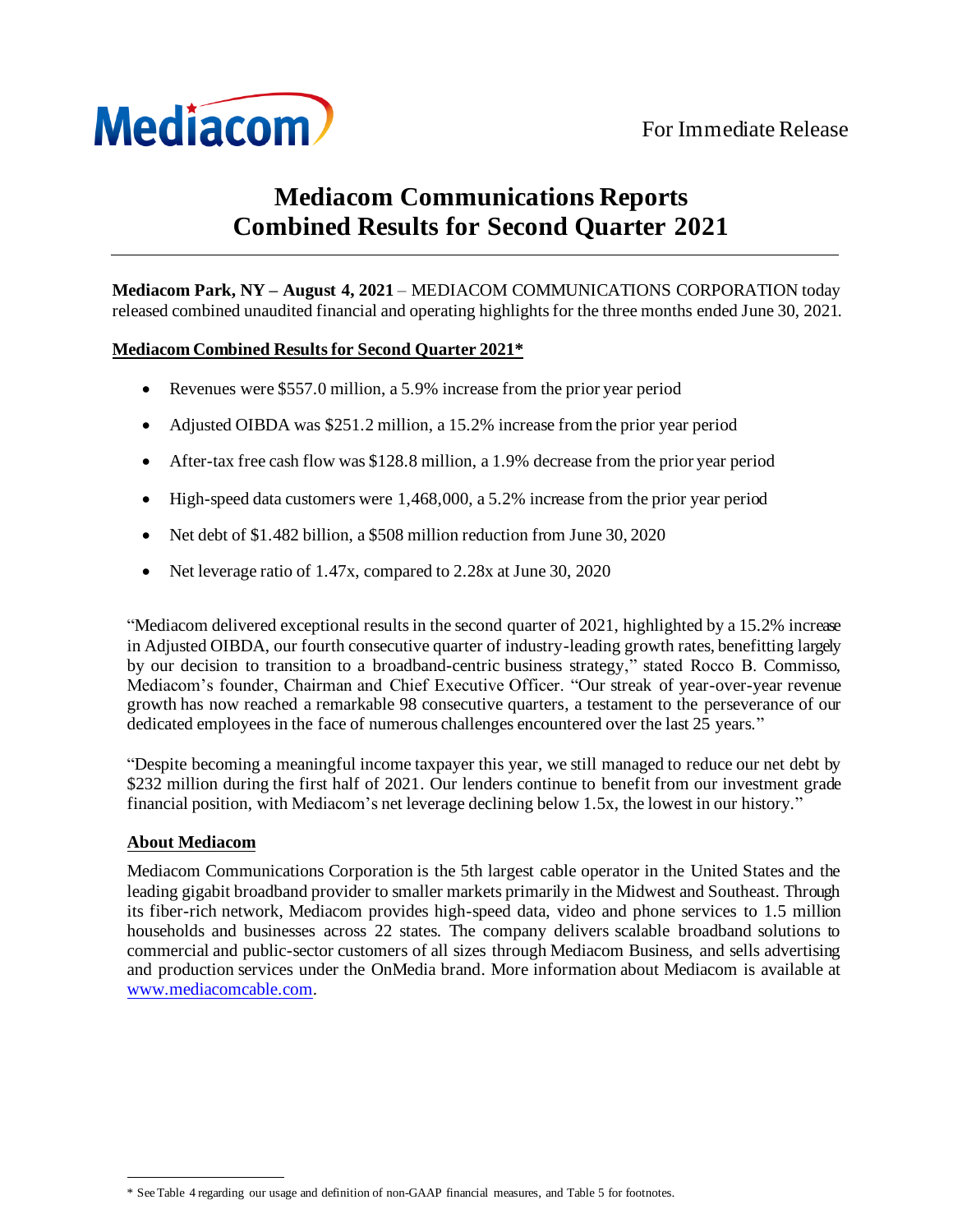Mediacom

For Immediate Release

# Mediacom Communications Reports Combined Results for Second Quarter 2021

**Mediacom Park, NY – August 4, 2021** – MEDIACOM COMMUNICATIONS CORPORATION today released combined unaudited financial and operating highlights for the three months ended June 30, 2021.

## Mediacom Combined Results for Second Quarter 2021*

- Revenues were $557.0 million, a 5.9% increase from the prior year period
- Adjusted OIBDA was $251.2 million, a 15.2% increase from the prior year period
- After-tax free cash flow was $128.8 million, a 1.9% decrease from the prior year period
- High-speed data customers were 1,468,000, a 5.2% increase from the prior year period
- Net debt of $1.482 billion, a $508 million reduction from June 30, 2020
- Net leverage ratio of 1.47x, compared to 2.28x at June 30, 2020

"Mediacom delivered exceptional results in the second quarter of 2021, highlighted by a 15.2% increase in Adjusted OIBDA, our fourth consecutive quarter of industry-leading growth rates, benefitting largely by our decision to transition to a broadband-centric business strategy," stated Rocco B. Commisso, Mediacom's founder, Chairman and Chief Executive Officer. "Our streak of year-over-year revenue growth has now reached a remarkable 98 consecutive quarters, a testament to the perseverance of our dedicated employees in the face of numerous challenges encountered over the last 25 years."

"Despite becoming a meaningful income taxpayer this year, we still managed to reduce our net debt by $232 million during the first half of 2021. Our lenders continue to benefit from our investment grade financial position, with Mediacom's net leverage declining below 1.5x, the lowest in our history."

## About Mediacom

Mediacom Communications Corporation is the 5th largest cable operator in the United States and the leading gigabit broadband provider to smaller markets primarily in the Midwest and Southeast. Through its fiber-rich network, Mediacom provides high-speed data, video and phone services to 1.5 million households and businesses across 22 states. The company delivers scalable broadband solutions to commercial and public-sector customers of all sizes through Mediacom Business, and sells advertising and production services under the OnMedia brand. More information about Mediacom is available at www.mediacomcable.com.

---

* See Table 4 regarding our usage and definition of non-GAAP financial measures, and Table 5 for footnotes.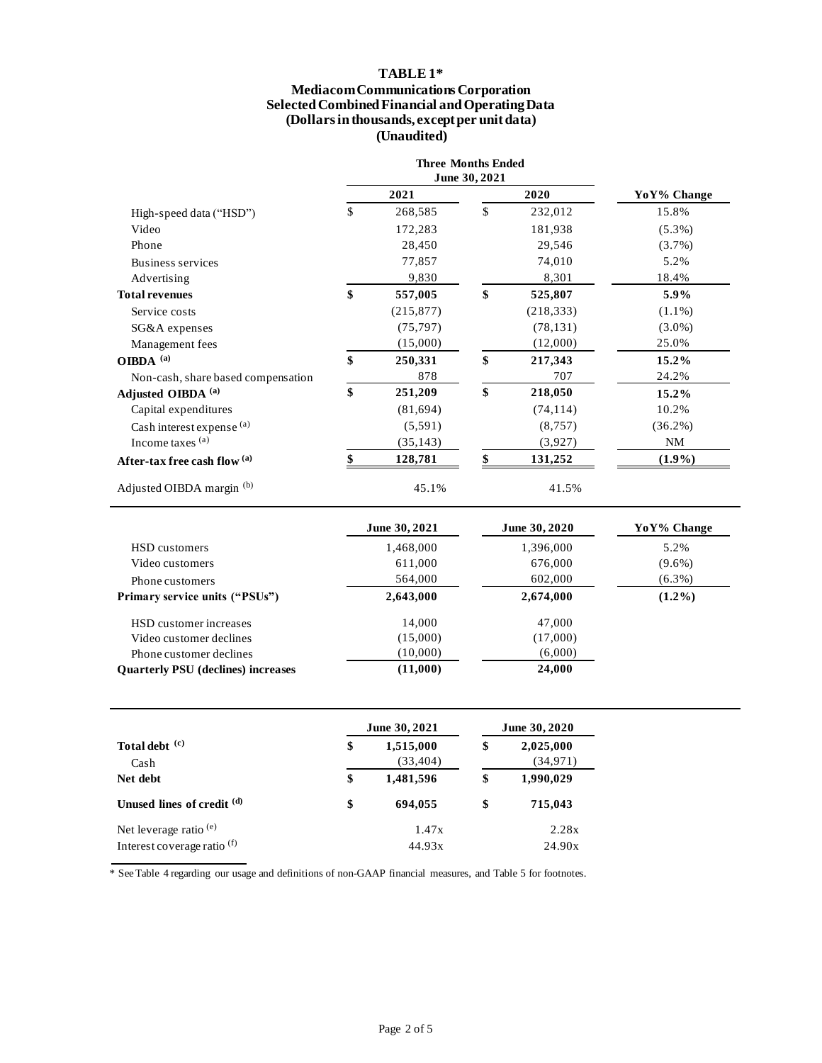# TABLE 1*

## Mediacom Communications Corporation
## Selected Combined Financial and Operating Data
## (Dollars in thousands, except per unit data)
## (Unaudited)

| | Three Months Ended June 30, 2021 | | |
|---|---|---|---|
| | **2021** | **2020** | **YoY% Change** |
| High-speed data ("HSD") | $ 268,585 | $ 232,012 | 15.8% |
| Video | 172,283 | 181,938 | (5.3%) |
| Phone | 28,450 | 29,546 | (3.7%) |
| Business services | 77,857 | 74,010 | 5.2% |
| Advertising | 9,830 | 8,301 | 18.4% |
| **Total revenues** | **$ 557,005** | **$ 525,807** | **5.9%** |
| Service costs | (215,877) | (218,333) | (1.1%) |
| SG&A expenses | (75,797) | (78,131) | (3.0%) |
| Management fees | (15,000) | (12,000) | 25.0% |
| **OIBDA (a)** | **$ 250,331** | **$ 217,343** | **15.2%** |
| Non-cash, share based compensation | 878 | 707 | 24.2% |
| **Adjusted OIBDA (a)** | **$ 251,209** | **$ 218,050** | **15.2%** |
| Capital expenditures | (81,694) | (74,114) | 10.2% |
| Cash interest expense (a) | (5,591) | (8,757) | (36.2%) |
| Income taxes (a) | (35,143) | (3,927) | NM |
| **After-tax free cash flow (a)** | **$ 128,781** | **$ 131,252** | **(1.9%)** |
| Adjusted OIBDA margin (b) | 45.1% | 41.5% | |

| | **June 30, 2021** | **June 30, 2020** | **YoY% Change** |
|---|---|---|---|
| HSD customers | 1,468,000 | 1,396,000 | 5.2% |
| Video customers | 611,000 | 676,000 | (9.6%) |
| Phone customers | 564,000 | 602,000 | (6.3%) |
| **Primary service units ("PSUs")** | **2,643,000** | **2,674,000** | **(1.2%)** |
| HSD customer increases | 14,000 | 47,000 | |
| Video customer declines | (15,000) | (17,000) | |
| Phone customer declines | (10,000) | (6,000) | |
| **Quarterly PSU (declines) increases** | **(11,000)** | **24,000** | |

| | **June 30, 2021** | **June 30, 2020** |
|---|---|---|
| **Total debt (c)** | **$ 1,515,000** | **$ 2,025,000** |
| Cash | (33,404) | (34,971) |
| **Net debt** | **$ 1,481,596** | **$ 1,990,029** |
| **Unused lines of credit (d)** | **$ 694,055** | **$ 715,043** |
| Net leverage ratio (e) | 1.47x | 2.28x |
| Interest coverage ratio (f) | 44.93x | 24.90x |

\* See Table 4 regarding our usage and definitions of non-GAAP financial measures, and Table 5 for footnotes.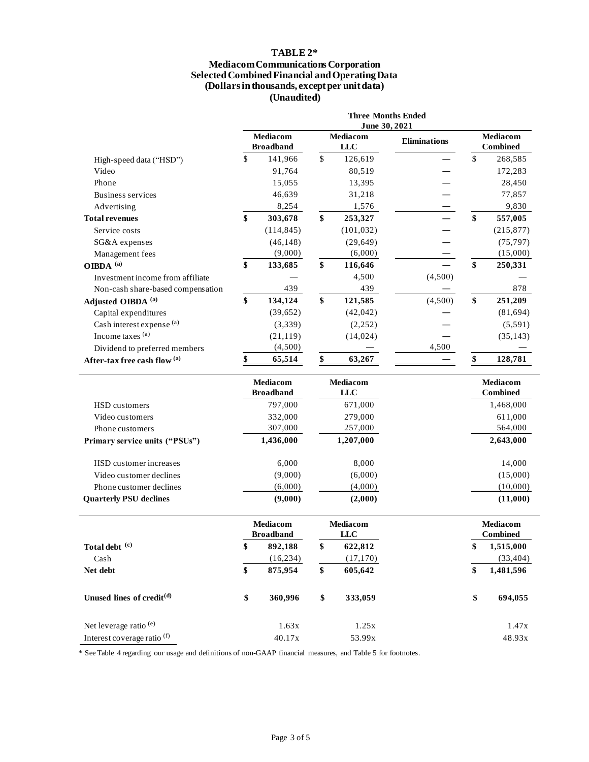# TABLE 2*

## Mediacom Communications Corporation
## Selected Combined Financial and Operating Data
## (Dollars in thousands, except per unit data)
## (Unaudited)

| | Three Months Ended June 30, 2021 | | | |
|---|---|---|---|---|
| | Mediacom Broadband | Mediacom LLC | Eliminations | Mediacom Combined |
| High-speed data ("HSD") | $ 141,966 | $ 126,619 | — | $ 268,585 |
| Video | 91,764 | 80,519 | — | 172,283 |
| Phone | 15,055 | 13,395 | — | 28,450 |
| Business services | 46,639 | 31,218 | — | 77,857 |
| Advertising | 8,254 | 1,576 | — | 9,830 |
| **Total revenues** | **$ 303,678** | **$ 253,327** | — | **$ 557,005** |
| Service costs | (114,845) | (101,032) | — | (215,877) |
| SG&A expenses | (46,148) | (29,649) | — | (75,797) |
| Management fees | (9,000) | (6,000) | — | (15,000) |
| **OIBDA (a)** | **$ 133,685** | **$ 116,646** | — | **$ 250,331** |
| Investment income from affiliate | — | 4,500 | (4,500) | — |
| Non-cash share-based compensation | 439 | 439 | — | 878 |
| **Adjusted OIBDA (a)** | **$ 134,124** | **$ 121,585** | (4,500) | **$ 251,209** |
| Capital expenditures | (39,652) | (42,042) | — | (81,694) |
| Cash interest expense (a) | (3,339) | (2,252) | — | (5,591) |
| Income taxes (a) | (21,119) | (14,024) | — | (35,143) |
| Dividend to preferred members | (4,500) | — | 4,500 | — |
| **After-tax free cash flow (a)** | **$ 65,514** | **$ 63,267** | — | **$ 128,781** |

| | Mediacom Broadband | Mediacom LLC | Mediacom Combined |
|---|---|---|---|
| HSD customers | 797,000 | 671,000 | 1,468,000 |
| Video customers | 332,000 | 279,000 | 611,000 |
| Phone customers | 307,000 | 257,000 | 564,000 |
| **Primary service units ("PSUs")** | **1,436,000** | **1,207,000** | **2,643,000** |
| | | | |
| HSD customer increases | 6,000 | 8,000 | 14,000 |
| Video customer declines | (9,000) | (6,000) | (15,000) |
| Phone customer declines | (6,000) | (4,000) | (10,000) |
| **Quarterly PSU declines** | **(9,000)** | **(2,000)** | **(11,000)** |

| | Mediacom Broadband | Mediacom LLC | Mediacom Combined |
|---|---|---|---|
| **Total debt (c)** | **$ 892,188** | **$ 622,812** | **$ 1,515,000** |
| Cash | (16,234) | (17,170) | (33,404) |
| **Net debt** | **$ 875,954** | **$ 605,642** | **$ 1,481,596** |
| | | | |
| **Unused lines of credit(d)** | **$ 360,996** | **$ 333,059** | **$ 694,055** |
| | | | |
| Net leverage ratio (e) | 1.63x | 1.25x | 1.47x |
| Interest coverage ratio (f) | 40.17x | 53.99x | 48.93x |

* See Table 4 regarding our usage and definitions of non-GAAP financial measures, and Table 5 for footnotes.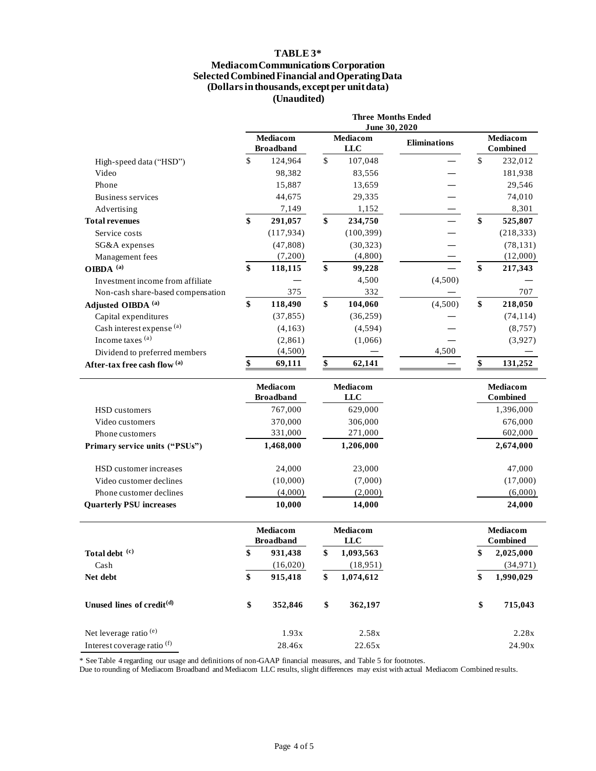# TABLE 3*

## Mediacom Communications Corporation
## Selected Combined Financial and Operating Data
## (Dollars in thousands, except per unit data)
## (Unaudited)

| | Three Months Ended June 30, 2020 | | | |
|---|---|---|---|---|
| | Mediacom Broadband | Mediacom LLC | Eliminations | Mediacom Combined |
| High-speed data ("HSD") | $ 124,964 | $ 107,048 | — | $ 232,012 |
| Video | 98,382 | 83,556 | — | 181,938 |
| Phone | 15,887 | 13,659 | — | 29,546 |
| Business services | 44,675 | 29,335 | — | 74,010 |
| Advertising | 7,149 | 1,152 | — | 8,301 |
| **Total revenues** | **$ 291,057** | **$ 234,750** | — | **$ 525,807** |
| Service costs | (117,934) | (100,399) | — | (218,333) |
| SG&A expenses | (47,808) | (30,323) | — | (78,131) |
| Management fees | (7,200) | (4,800) | — | (12,000) |
| **OIBDA (a)** | **$ 118,115** | **$ 99,228** | — | **$ 217,343** |
| Investment income from affiliate | — | 4,500 | (4,500) | — |
| Non-cash share-based compensation | 375 | 332 | — | 707 |
| **Adjusted OIBDA (a)** | **$ 118,490** | **$ 104,060** | (4,500) | **$ 218,050** |
| Capital expenditures | (37,855) | (36,259) | — | (74,114) |
| Cash interest expense (a) | (4,163) | (4,594) | — | (8,757) |
| Income taxes (a) | (2,861) | (1,066) | — | (3,927) |
| Dividend to preferred members | (4,500) | — | 4,500 | — |
| **After-tax free cash flow (a)** | **$ 69,111** | **$ 62,141** | — | **$ 131,252** |

| | Mediacom Broadband | Mediacom LLC | Mediacom Combined |
|---|---|---|---|
| HSD customers | 767,000 | 629,000 | 1,396,000 |
| Video customers | 370,000 | 306,000 | 676,000 |
| Phone customers | 331,000 | 271,000 | 602,000 |
| **Primary service units ("PSUs")** | **1,468,000** | **1,206,000** | **2,674,000** |
| | | | |
| HSD customer increases | 24,000 | 23,000 | 47,000 |
| Video customer declines | (10,000) | (7,000) | (17,000) |
| Phone customer declines | (4,000) | (2,000) | (6,000) |
| **Quarterly PSU increases** | **10,000** | **14,000** | **24,000** |

| | Mediacom Broadband | Mediacom LLC | Mediacom Combined |
|---|---|---|---|
| **Total debt (c)** | **$ 931,438** | **$ 1,093,563** | **$ 2,025,000** |
| Cash | (16,020) | (18,951) | (34,971) |
| **Net debt** | **$ 915,418** | **$ 1,074,612** | **$ 1,990,029** |
| | | | |
| **Unused lines of credit(d)** | **$ 352,846** | **$ 362,197** | **$ 715,043** |
| | | | |
| Net leverage ratio (e) | 1.93x | 2.58x | 2.28x |
| Interest coverage ratio (f) | 28.46x | 22.65x | 24.90x |

\* See Table 4 regarding our usage and definitions of non-GAAP financial measures, and Table 5 for footnotes.
Due to rounding of Mediacom Broadband and Mediacom LLC results, slight differences may exist with actual Mediacom Combined results.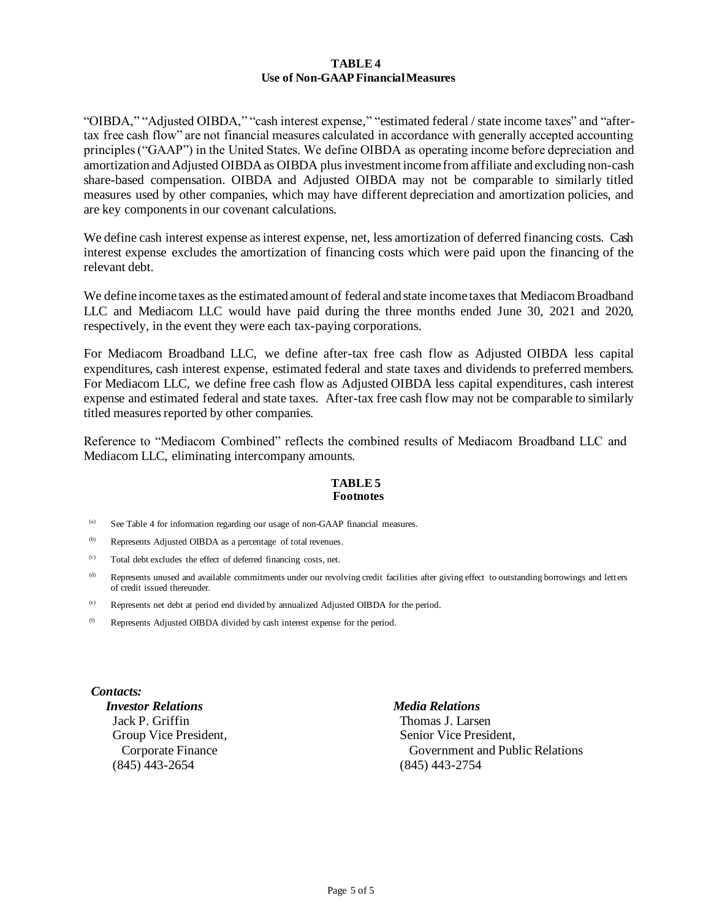**TABLE 4**
**Use of Non-GAAP Financial Measures**

"OIBDA," "Adjusted OIBDA," "cash interest expense," "estimated federal / state income taxes" and "after-tax free cash flow" are not financial measures calculated in accordance with generally accepted accounting principles ("GAAP") in the United States. We define OIBDA as operating income before depreciation and amortization and Adjusted OIBDA as OIBDA plus investment income from affiliate and excluding non-cash share-based compensation. OIBDA and Adjusted OIBDA may not be comparable to similarly titled measures used by other companies, which may have different depreciation and amortization policies, and are key components in our covenant calculations.

We define cash interest expense as interest expense, net, less amortization of deferred financing costs. Cash interest expense excludes the amortization of financing costs which were paid upon the financing of the relevant debt.

We define income taxes as the estimated amount of federal and state income taxes that Mediacom Broadband LLC and Mediacom LLC would have paid during the three months ended June 30, 2021 and 2020, respectively, in the event they were each tax-paying corporations.

For Mediacom Broadband LLC, we define after-tax free cash flow as Adjusted OIBDA less capital expenditures, cash interest expense, estimated federal and state taxes and dividends to preferred members. For Mediacom LLC, we define free cash flow as Adjusted OIBDA less capital expenditures, cash interest expense and estimated federal and state taxes. After-tax free cash flow may not be comparable to similarly titled measures reported by other companies.

Reference to "Mediacom Combined" reflects the combined results of Mediacom Broadband LLC and Mediacom LLC, eliminating intercompany amounts.

**TABLE 5**
**Footnotes**

(a) See Table 4 for information regarding our usage of non-GAAP financial measures.

(b) Represents Adjusted OIBDA as a percentage of total revenues.

(c) Total debt excludes the effect of deferred financing costs, net.

(d) Represents unused and available commitments under our revolving credit facilities after giving effect to outstanding borrowings and letters of credit issued thereunder.

(e) Represents net debt at period end divided by annualized Adjusted OIBDA for the period.

(f) Represents Adjusted OIBDA divided by cash interest expense for the period.

***Contacts:***

***Investor Relations***
Jack P. Griffin
Group Vice President,
Corporate Finance
(845) 443-2654

***Media Relations***
Thomas J. Larsen
Senior Vice President,
Government and Public Relations
(845) 443-2754